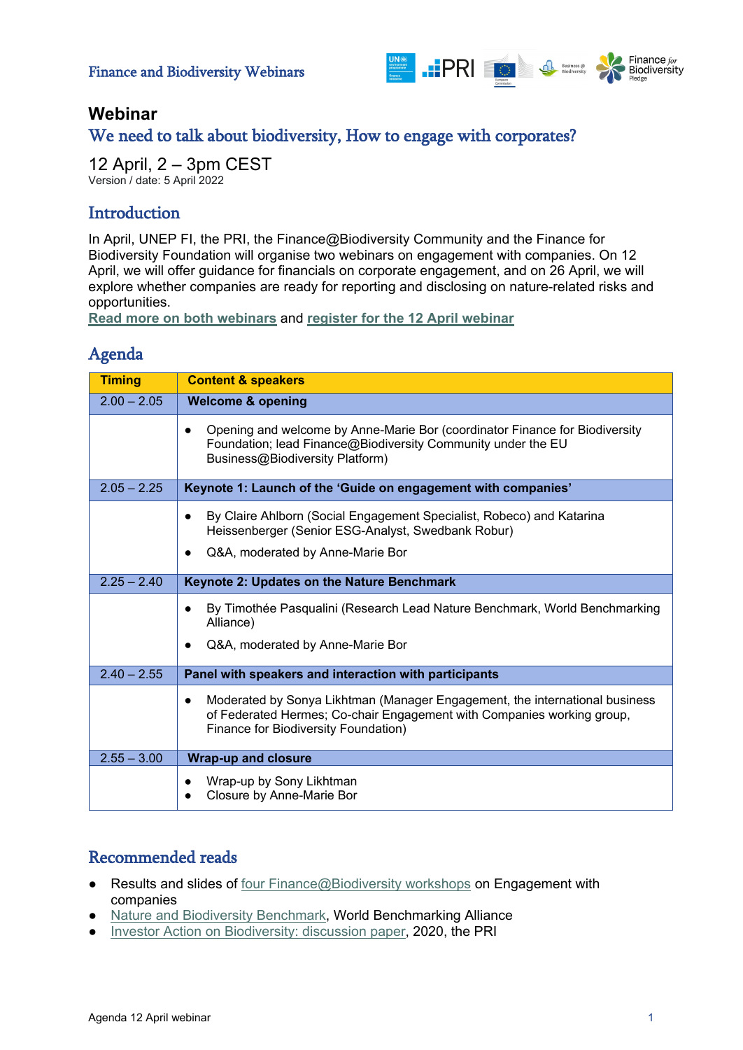Finance and Biodiversity Webinars

# Webinar

## We need to talk about biodiversity, How to engage with corporates?

12 April, 2 – 3pm CEST
Version / date: 5 April 2022

## Introduction

In April, UNEP FI, the PRI, the Finance@Biodiversity Community and the Finance for Biodiversity Foundation will organise two webinars on engagement with companies. On 12 April, we will offer guidance for financials on corporate engagement, and on 26 April, we will explore whether companies are ready for reporting and disclosing on nature-related risks and opportunities.
**Read more on both webinars** and **register for the 12 April webinar**

## Agenda

| Timing | Content & speakers |
|---|---|
| 2.00 – 2.05 | **Welcome & opening** |
| | • Opening and welcome by Anne-Marie Bor (coordinator Finance for Biodiversity Foundation; lead Finance@Biodiversity Community under the EU Business@Biodiversity Platform) |
| 2.05 – 2.25 | **Keynote 1: Launch of the 'Guide on engagement with companies'** |
| | • By Claire Ahlborn (Social Engagement Specialist, Robeco) and Katarina Heissenberger (Senior ESG-Analyst, Swedbank Robur) <br> • Q&A, moderated by Anne-Marie Bor |
| 2.25 – 2.40 | **Keynote 2: Updates on the Nature Benchmark** |
| | • By Timothée Pasqualini (Research Lead Nature Benchmark, World Benchmarking Alliance) <br> • Q&A, moderated by Anne-Marie Bor |
| 2.40 – 2.55 | **Panel with speakers and interaction with participants** |
| | • Moderated by Sonya Likhtman (Manager Engagement, the international business of Federated Hermes; Co-chair Engagement with Companies working group, Finance for Biodiversity Foundation) |
| 2.55 – 3.00 | **Wrap-up and closure** |
| | • Wrap-up by Sony Likhtman <br> • Closure by Anne-Marie Bor |

## Recommended reads

- Results and slides of four Finance@Biodiversity workshops on Engagement with companies
- Nature and Biodiversity Benchmark, World Benchmarking Alliance
- Investor Action on Biodiversity: discussion paper, 2020, the PRI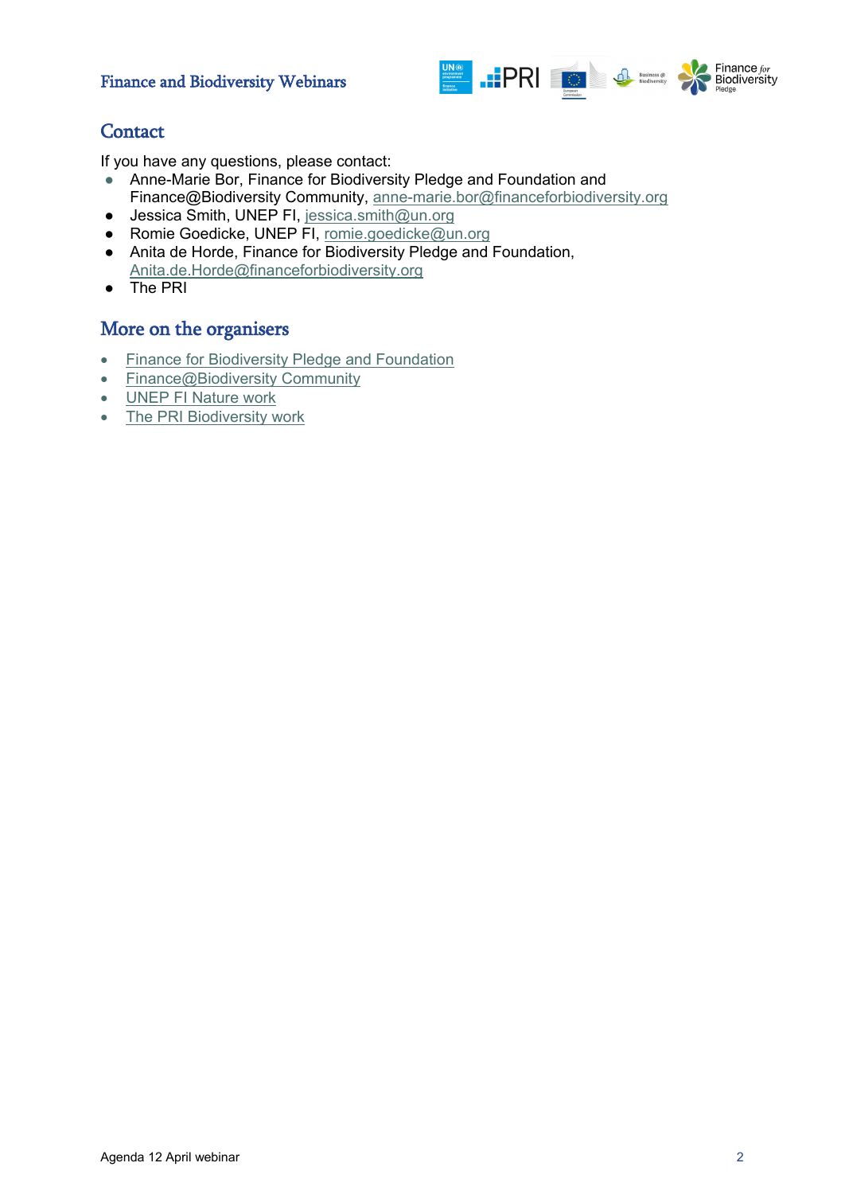## Contact

If you have any questions, please contact:

- Anne-Marie Bor, Finance for Biodiversity Pledge and Foundation and Finance@Biodiversity Community, anne-marie.bor@financeforbiodiversity.org
- Jessica Smith, UNEP FI, jessica.smith@un.org
- Romie Goedicke, UNEP FI, romie.goedicke@un.org
- Anita de Horde, Finance for Biodiversity Pledge and Foundation, Anita.de.Horde@financeforbiodiversity.org
- The PRI

## More on the organisers

- Finance for Biodiversity Pledge and Foundation
- Finance@Biodiversity Community
- UNEP FI Nature work
- The PRI Biodiversity work